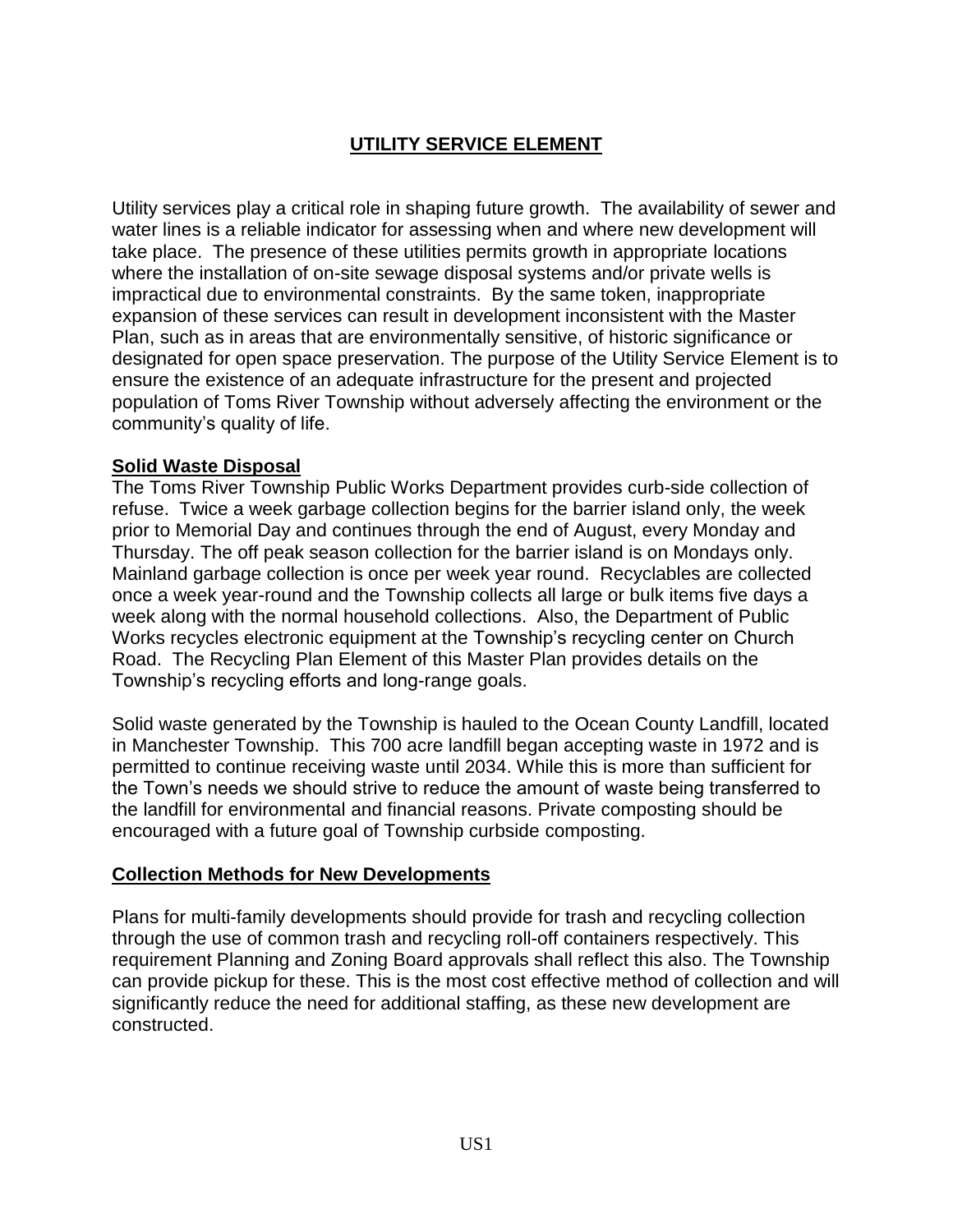# UTILITY SERVICE ELEMENT

Utility services play a critical role in shaping future growth. The availability of sewer and water lines is a reliable indicator for assessing when and where new development will take place. The presence of these utilities permits growth in appropriate locations where the installation of on-site sewage disposal systems and/or private wells is impractical due to environmental constraints. By the same token, inappropriate expansion of these services can result in development inconsistent with the Master Plan, such as in areas that are environmentally sensitive, of historic significance or designated for open space preservation. The purpose of the Utility Service Element is to ensure the existence of an adequate infrastructure for the present and projected population of Toms River Township without adversely affecting the environment or the community's quality of life.

## Solid Waste Disposal

The Toms River Township Public Works Department provides curb-side collection of refuse. Twice a week garbage collection begins for the barrier island only, the week prior to Memorial Day and continues through the end of August, every Monday and Thursday. The off peak season collection for the barrier island is on Mondays only. Mainland garbage collection is once per week year round. Recyclables are collected once a week year-round and the Township collects all large or bulk items five days a week along with the normal household collections. Also, the Department of Public Works recycles electronic equipment at the Township's recycling center on Church Road. The Recycling Plan Element of this Master Plan provides details on the Township's recycling efforts and long-range goals.

Solid waste generated by the Township is hauled to the Ocean County Landfill, located in Manchester Township. This 700 acre landfill began accepting waste in 1972 and is permitted to continue receiving waste until 2034. While this is more than sufficient for the Town's needs we should strive to reduce the amount of waste being transferred to the landfill for environmental and financial reasons. Private composting should be encouraged with a future goal of Township curbside composting.

## Collection Methods for New Developments

Plans for multi-family developments should provide for trash and recycling collection through the use of common trash and recycling roll-off containers respectively. This requirement Planning and Zoning Board approvals shall reflect this also. The Township can provide pickup for these. This is the most cost effective method of collection and will significantly reduce the need for additional staffing, as these new development are constructed.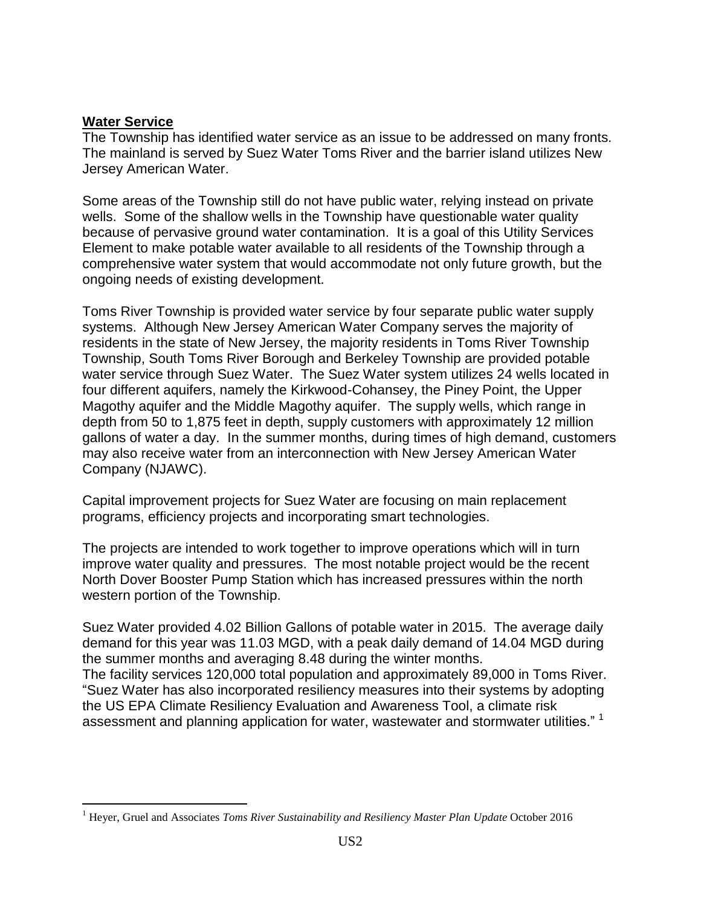**Water Service**

The Township has identified water service as an issue to be addressed on many fronts. The mainland is served by Suez Water Toms River and the barrier island utilizes New Jersey American Water.

Some areas of the Township still do not have public water, relying instead on private wells. Some of the shallow wells in the Township have questionable water quality because of pervasive ground water contamination. It is a goal of this Utility Services Element to make potable water available to all residents of the Township through a comprehensive water system that would accommodate not only future growth, but the ongoing needs of existing development.

Toms River Township is provided water service by four separate public water supply systems. Although New Jersey American Water Company serves the majority of residents in the state of New Jersey, the majority residents in Toms River Township Township, South Toms River Borough and Berkeley Township are provided potable water service through Suez Water. The Suez Water system utilizes 24 wells located in four different aquifers, namely the Kirkwood-Cohansey, the Piney Point, the Upper Magothy aquifer and the Middle Magothy aquifer. The supply wells, which range in depth from 50 to 1,875 feet in depth, supply customers with approximately 12 million gallons of water a day. In the summer months, during times of high demand, customers may also receive water from an interconnection with New Jersey American Water Company (NJAWC).

Capital improvement projects for Suez Water are focusing on main replacement programs, efficiency projects and incorporating smart technologies.

The projects are intended to work together to improve operations which will in turn improve water quality and pressures. The most notable project would be the recent North Dover Booster Pump Station which has increased pressures within the north western portion of the Township.

Suez Water provided 4.02 Billion Gallons of potable water in 2015. The average daily demand for this year was 11.03 MGD, with a peak daily demand of 14.04 MGD during the summer months and averaging 8.48 during the winter months.
The facility services 120,000 total population and approximately 89,000 in Toms River. "Suez Water has also incorporated resiliency measures into their systems by adopting the US EPA Climate Resiliency Evaluation and Awareness Tool, a climate risk assessment and planning application for water, wastewater and stormwater utilities." [1]

---

[1] Heyer, Gruel and Associates *Toms River Sustainability and Resiliency Master Plan Update* October 2016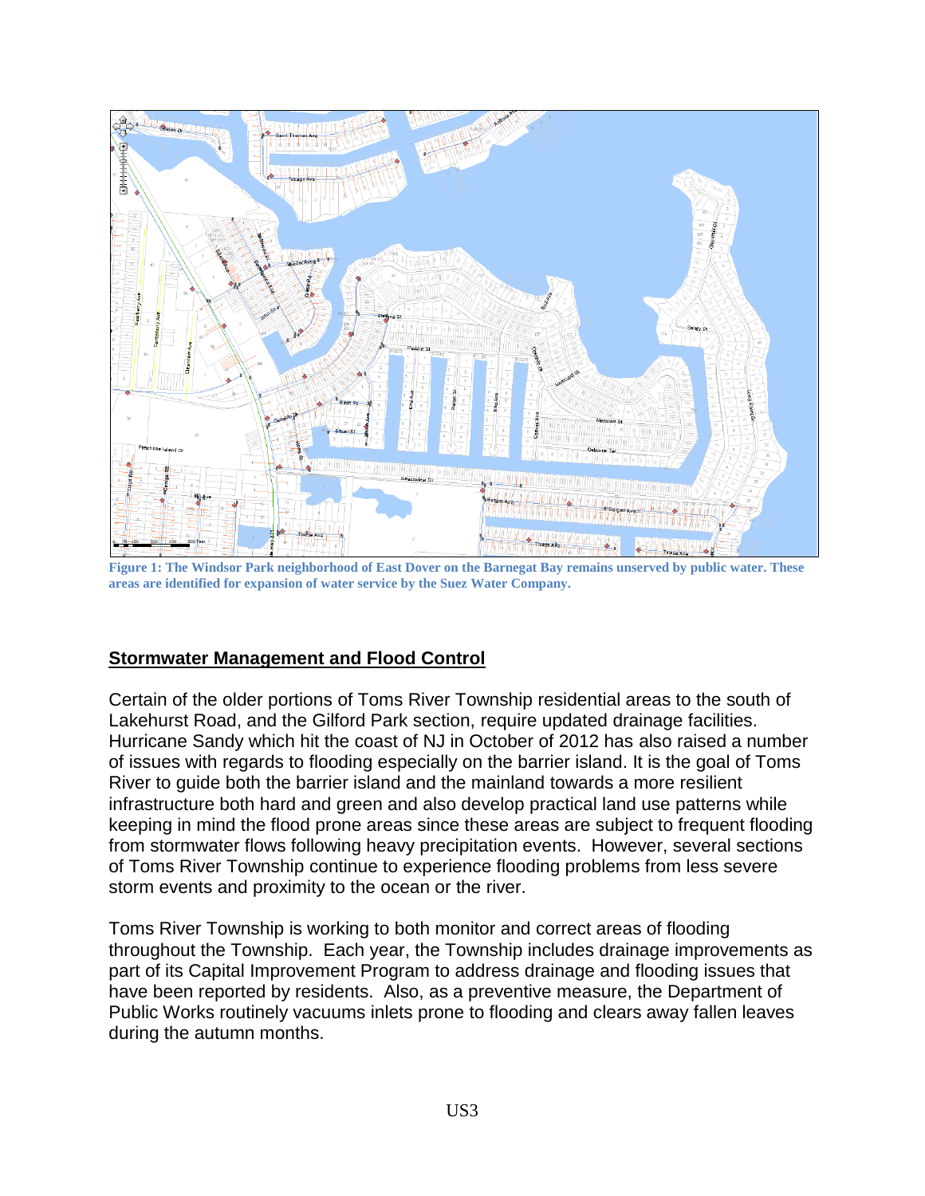Figure 1: The Windsor Park neighborhood of East Dover on the Barnegat Bay remains unserved by public water. These areas are identified for expansion of water service by the Suez Water Company.

## Stormwater Management and Flood Control

Certain of the older portions of Toms River Township residential areas to the south of Lakehurst Road, and the Gilford Park section, require updated drainage facilities. Hurricane Sandy which hit the coast of NJ in October of 2012 has also raised a number of issues with regards to flooding especially on the barrier island. It is the goal of Toms River to guide both the barrier island and the mainland towards a more resilient infrastructure both hard and green and also develop practical land use patterns while keeping in mind the flood prone areas since these areas are subject to frequent flooding from stormwater flows following heavy precipitation events. However, several sections of Toms River Township continue to experience flooding problems from less severe storm events and proximity to the ocean or the river.

Toms River Township is working to both monitor and correct areas of flooding throughout the Township. Each year, the Township includes drainage improvements as part of its Capital Improvement Program to address drainage and flooding issues that have been reported by residents. Also, as a preventive measure, the Department of Public Works routinely vacuums inlets prone to flooding and clears away fallen leaves during the autumn months.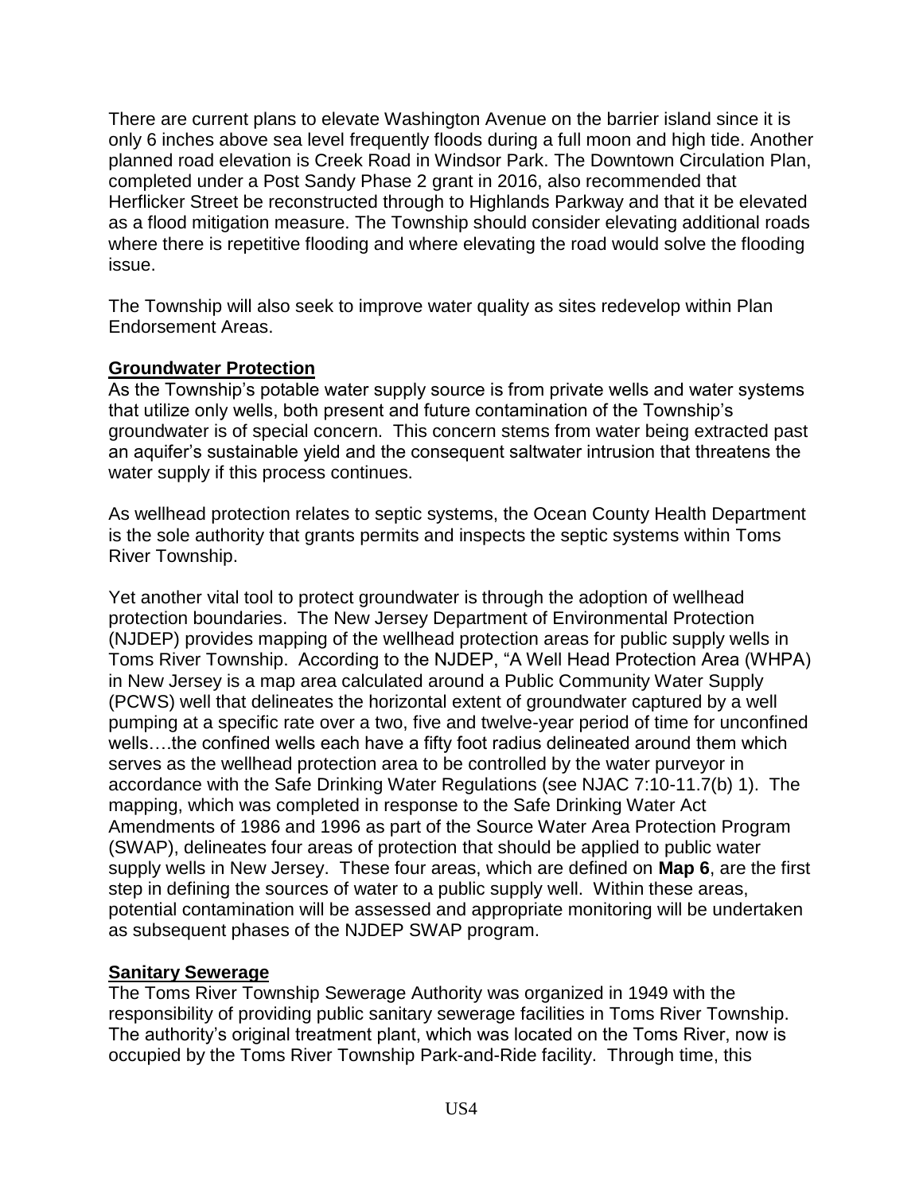There are current plans to elevate Washington Avenue on the barrier island since it is only 6 inches above sea level frequently floods during a full moon and high tide. Another planned road elevation is Creek Road in Windsor Park. The Downtown Circulation Plan, completed under a Post Sandy Phase 2 grant in 2016, also recommended that Herflicker Street be reconstructed through to Highlands Parkway and that it be elevated as a flood mitigation measure. The Township should consider elevating additional roads where there is repetitive flooding and where elevating the road would solve the flooding issue.

The Township will also seek to improve water quality as sites redevelop within Plan Endorsement Areas.

**Groundwater Protection**

As the Township's potable water supply source is from private wells and water systems that utilize only wells, both present and future contamination of the Township's groundwater is of special concern. This concern stems from water being extracted past an aquifer's sustainable yield and the consequent saltwater intrusion that threatens the water supply if this process continues.

As wellhead protection relates to septic systems, the Ocean County Health Department is the sole authority that grants permits and inspects the septic systems within Toms River Township.

Yet another vital tool to protect groundwater is through the adoption of wellhead protection boundaries. The New Jersey Department of Environmental Protection (NJDEP) provides mapping of the wellhead protection areas for public supply wells in Toms River Township. According to the NJDEP, "A Well Head Protection Area (WHPA) in New Jersey is a map area calculated around a Public Community Water Supply (PCWS) well that delineates the horizontal extent of groundwater captured by a well pumping at a specific rate over a two, five and twelve-year period of time for unconfined wells….the confined wells each have a fifty foot radius delineated around them which serves as the wellhead protection area to be controlled by the water purveyor in accordance with the Safe Drinking Water Regulations (see NJAC 7:10-11.7(b) 1). The mapping, which was completed in response to the Safe Drinking Water Act Amendments of 1986 and 1996 as part of the Source Water Area Protection Program (SWAP), delineates four areas of protection that should be applied to public water supply wells in New Jersey. These four areas, which are defined on **Map 6**, are the first step in defining the sources of water to a public supply well. Within these areas, potential contamination will be assessed and appropriate monitoring will be undertaken as subsequent phases of the NJDEP SWAP program.

**Sanitary Sewerage**

The Toms River Township Sewerage Authority was organized in 1949 with the responsibility of providing public sanitary sewerage facilities in Toms River Township. The authority's original treatment plant, which was located on the Toms River, now is occupied by the Toms River Township Park-and-Ride facility. Through time, this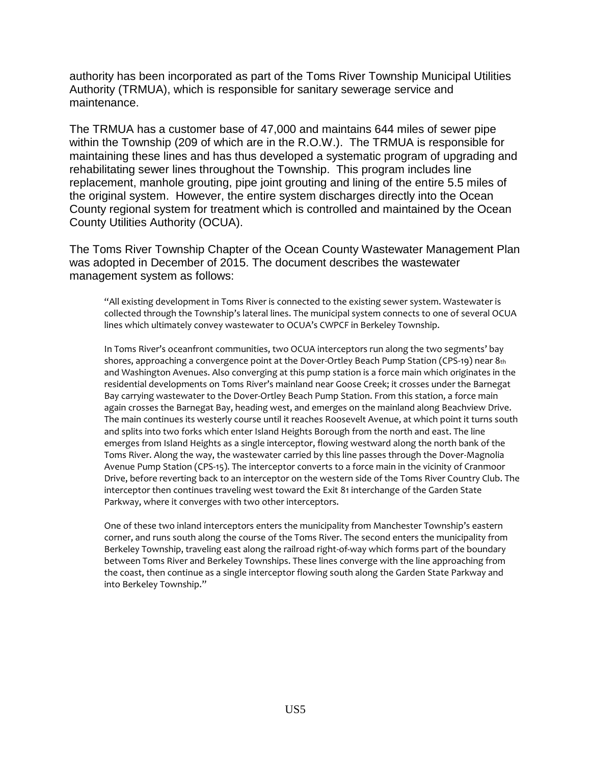authority has been incorporated as part of the Toms River Township Municipal Utilities Authority (TRMUA), which is responsible for sanitary sewerage service and maintenance.

The TRMUA has a customer base of 47,000 and maintains 644 miles of sewer pipe within the Township (209 of which are in the R.O.W.). The TRMUA is responsible for maintaining these lines and has thus developed a systematic program of upgrading and rehabilitating sewer lines throughout the Township. This program includes line replacement, manhole grouting, pipe joint grouting and lining of the entire 5.5 miles of the original system. However, the entire system discharges directly into the Ocean County regional system for treatment which is controlled and maintained by the Ocean County Utilities Authority (OCUA).

The Toms River Township Chapter of the Ocean County Wastewater Management Plan was adopted in December of 2015. The document describes the wastewater management system as follows:

> "All existing development in Toms River is connected to the existing sewer system. Wastewater is collected through the Township's lateral lines. The municipal system connects to one of several OCUA lines which ultimately convey wastewater to OCUA's CWPCF in Berkeley Township.
>
> In Toms River's oceanfront communities, two OCUA interceptors run along the two segments' bay shores, approaching a convergence point at the Dover-Ortley Beach Pump Station (CPS-19) near 8th and Washington Avenues. Also converging at this pump station is a force main which originates in the residential developments on Toms River's mainland near Goose Creek; it crosses under the Barnegat Bay carrying wastewater to the Dover-Ortley Beach Pump Station. From this station, a force main again crosses the Barnegat Bay, heading west, and emerges on the mainland along Beachview Drive. The main continues its westerly course until it reaches Roosevelt Avenue, at which point it turns south and splits into two forks which enter Island Heights Borough from the north and east. The line emerges from Island Heights as a single interceptor, flowing westward along the north bank of the Toms River. Along the way, the wastewater carried by this line passes through the Dover-Magnolia Avenue Pump Station (CPS-15). The interceptor converts to a force main in the vicinity of Cranmoor Drive, before reverting back to an interceptor on the western side of the Toms River Country Club. The interceptor then continues traveling west toward the Exit 81 interchange of the Garden State Parkway, where it converges with two other interceptors.
>
> One of these two inland interceptors enters the municipality from Manchester Township's eastern corner, and runs south along the course of the Toms River. The second enters the municipality from Berkeley Township, traveling east along the railroad right-of-way which forms part of the boundary between Toms River and Berkeley Townships. These lines converge with the line approaching from the coast, then continue as a single interceptor flowing south along the Garden State Parkway and into Berkeley Township."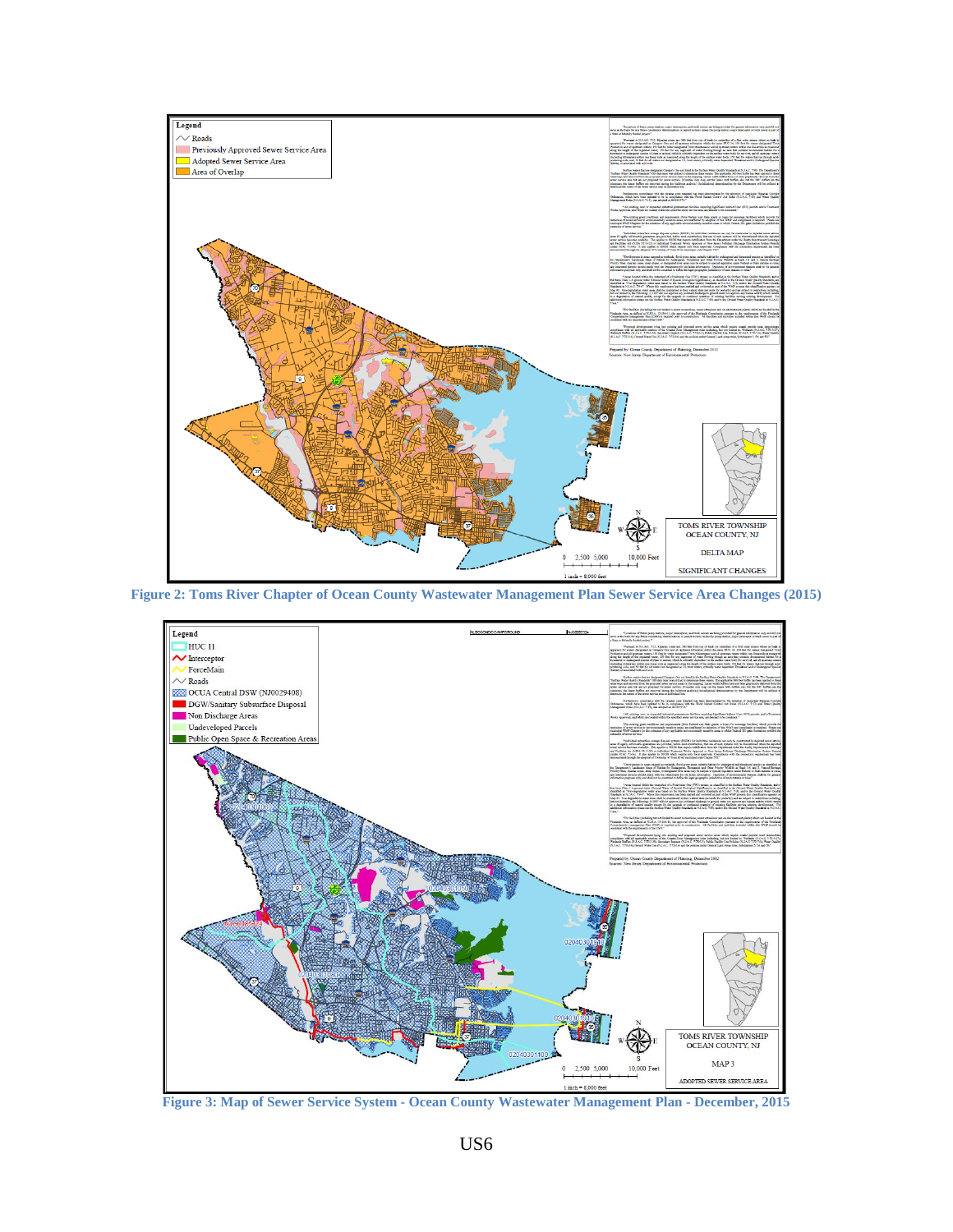Figure 2: Toms River Chapter of Ocean County Wastewater Management Plan Sewer Service Area Changes (2015)

Figure 3: Map of Sewer Service System - Ocean County Wastewater Management Plan - December, 2015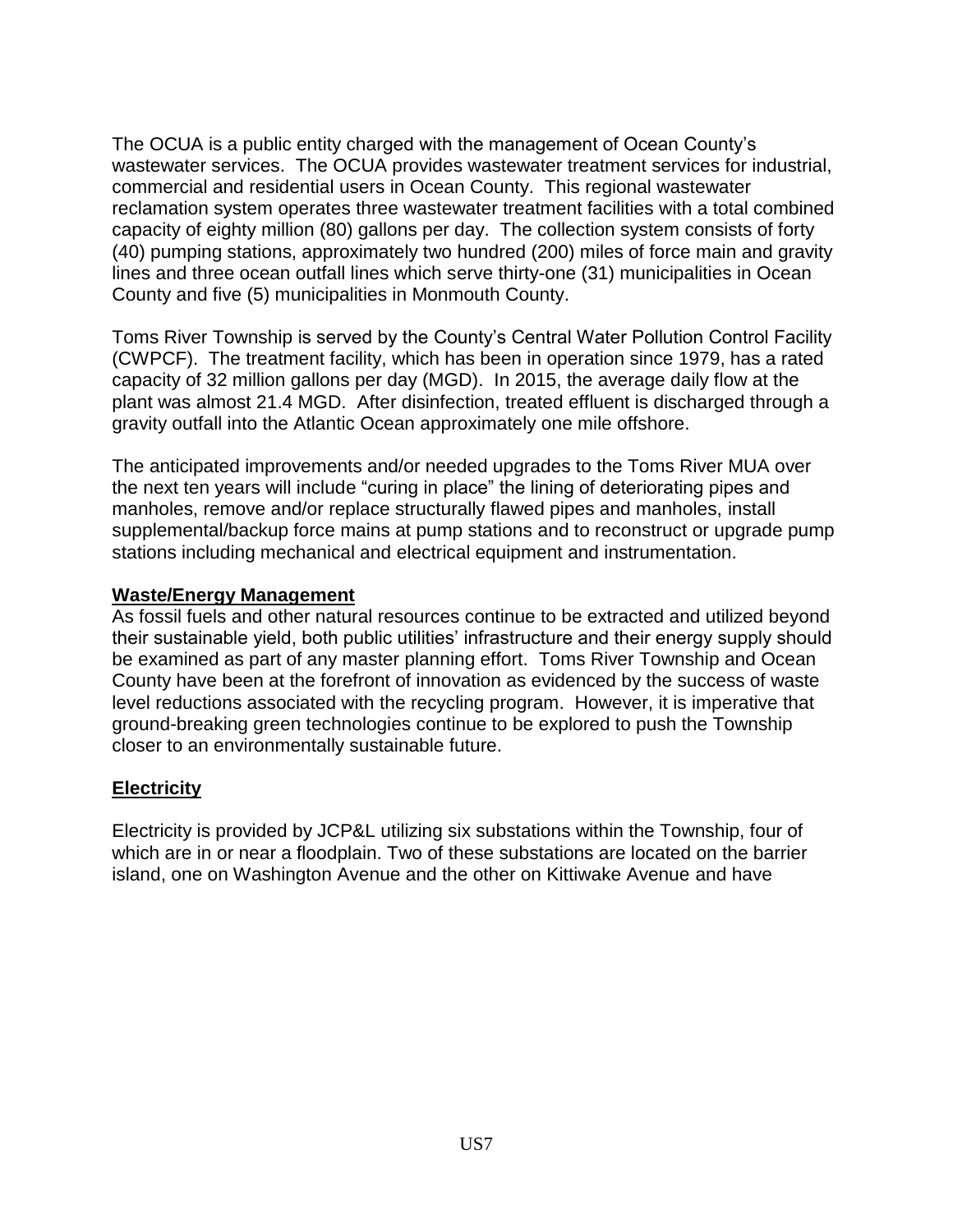The OCUA is a public entity charged with the management of Ocean County's wastewater services. The OCUA provides wastewater treatment services for industrial, commercial and residential users in Ocean County. This regional wastewater reclamation system operates three wastewater treatment facilities with a total combined capacity of eighty million (80) gallons per day. The collection system consists of forty (40) pumping stations, approximately two hundred (200) miles of force main and gravity lines and three ocean outfall lines which serve thirty-one (31) municipalities in Ocean County and five (5) municipalities in Monmouth County.

Toms River Township is served by the County's Central Water Pollution Control Facility (CWPCF). The treatment facility, which has been in operation since 1979, has a rated capacity of 32 million gallons per day (MGD). In 2015, the average daily flow at the plant was almost 21.4 MGD. After disinfection, treated effluent is discharged through a gravity outfall into the Atlantic Ocean approximately one mile offshore.

The anticipated improvements and/or needed upgrades to the Toms River MUA over the next ten years will include "curing in place" the lining of deteriorating pipes and manholes, remove and/or replace structurally flawed pipes and manholes, install supplemental/backup force mains at pump stations and to reconstruct or upgrade pump stations including mechanical and electrical equipment and instrumentation.

**Waste/Energy Management**

As fossil fuels and other natural resources continue to be extracted and utilized beyond their sustainable yield, both public utilities' infrastructure and their energy supply should be examined as part of any master planning effort. Toms River Township and Ocean County have been at the forefront of innovation as evidenced by the success of waste level reductions associated with the recycling program. However, it is imperative that ground-breaking green technologies continue to be explored to push the Township closer to an environmentally sustainable future.

**Electricity**

Electricity is provided by JCP&L utilizing six substations within the Township, four of which are in or near a floodplain. Two of these substations are located on the barrier island, one on Washington Avenue and the other on Kittiwake Avenue and have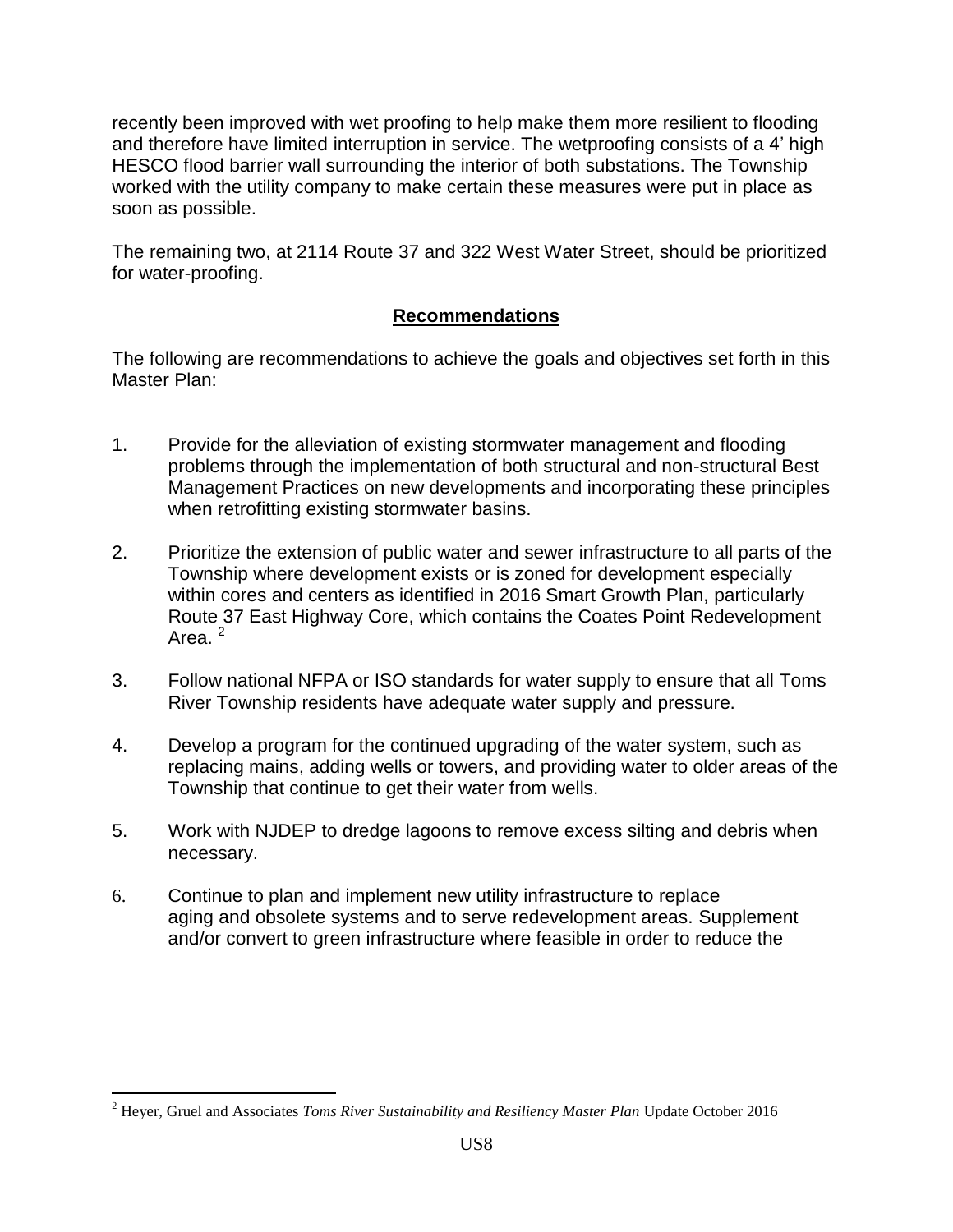recently been improved with wet proofing to help make them more resilient to flooding and therefore have limited interruption in service. The wetproofing consists of a 4' high HESCO flood barrier wall surrounding the interior of both substations. The Township worked with the utility company to make certain these measures were put in place as soon as possible.

The remaining two, at 2114 Route 37 and 322 West Water Street, should be prioritized for water-proofing.

## Recommendations

The following are recommendations to achieve the goals and objectives set forth in this Master Plan:

1. Provide for the alleviation of existing stormwater management and flooding problems through the implementation of both structural and non-structural Best Management Practices on new developments and incorporating these principles when retrofitting existing stormwater basins.

2. Prioritize the extension of public water and sewer infrastructure to all parts of the Township where development exists or is zoned for development especially within cores and centers as identified in 2016 Smart Growth Plan, particularly Route 37 East Highway Core, which contains the Coates Point Redevelopment Area. [2]

3. Follow national NFPA or ISO standards for water supply to ensure that all Toms River Township residents have adequate water supply and pressure.

4. Develop a program for the continued upgrading of the water system, such as replacing mains, adding wells or towers, and providing water to older areas of the Township that continue to get their water from wells.

5. Work with NJDEP to dredge lagoons to remove excess silting and debris when necessary.

6. Continue to plan and implement new utility infrastructure to replace aging and obsolete systems and to serve redevelopment areas. Supplement and/or convert to green infrastructure where feasible in order to reduce the

---

[2] Heyer, Gruel and Associates *Toms River Sustainability and Resiliency Master Plan* Update October 2016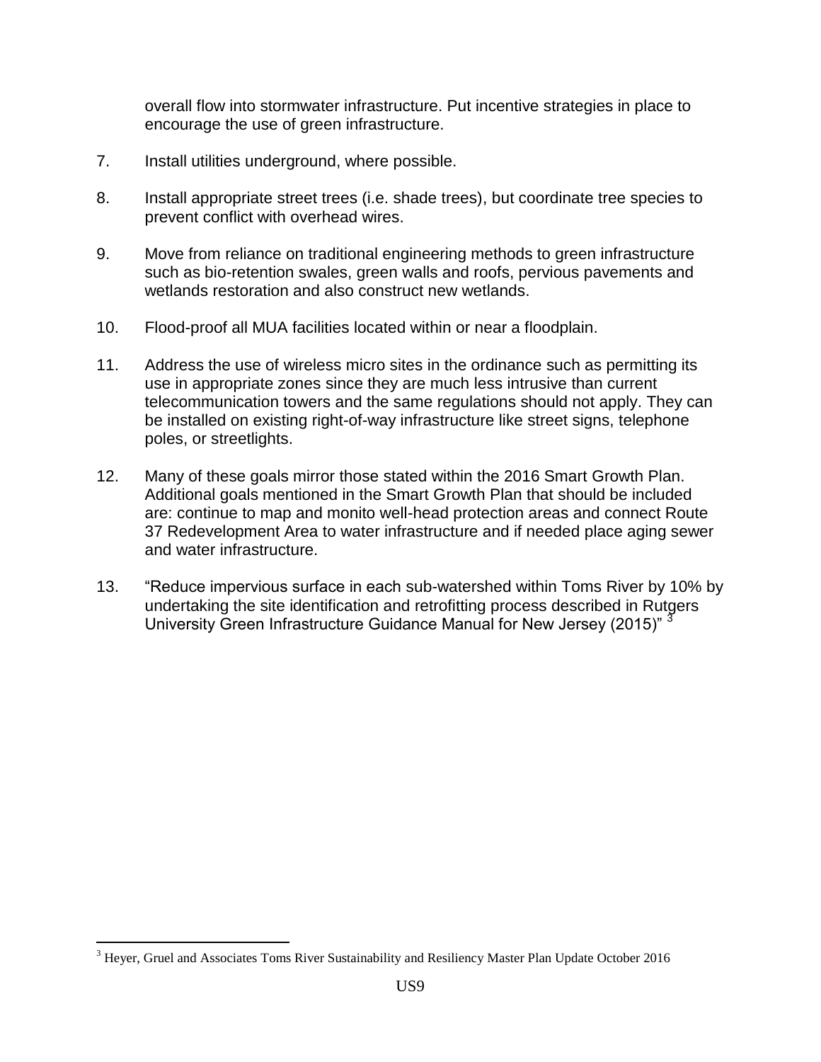overall flow into stormwater infrastructure. Put incentive strategies in place to encourage the use of green infrastructure.

7. Install utilities underground, where possible.

8. Install appropriate street trees (i.e. shade trees), but coordinate tree species to prevent conflict with overhead wires.

9. Move from reliance on traditional engineering methods to green infrastructure such as bio-retention swales, green walls and roofs, pervious pavements and wetlands restoration and also construct new wetlands.

10. Flood-proof all MUA facilities located within or near a floodplain.

11. Address the use of wireless micro sites in the ordinance such as permitting its use in appropriate zones since they are much less intrusive than current telecommunication towers and the same regulations should not apply. They can be installed on existing right-of-way infrastructure like street signs, telephone poles, or streetlights.

12. Many of these goals mirror those stated within the 2016 Smart Growth Plan. Additional goals mentioned in the Smart Growth Plan that should be included are: continue to map and monito well-head protection areas and connect Route 37 Redevelopment Area to water infrastructure and if needed place aging sewer and water infrastructure.

13. "Reduce impervious surface in each sub-watershed within Toms River by 10% by undertaking the site identification and retrofitting process described in Rutgers University Green Infrastructure Guidance Manual for New Jersey (2015)" [3]

[3] Heyer, Gruel and Associates Toms River Sustainability and Resiliency Master Plan Update October 2016